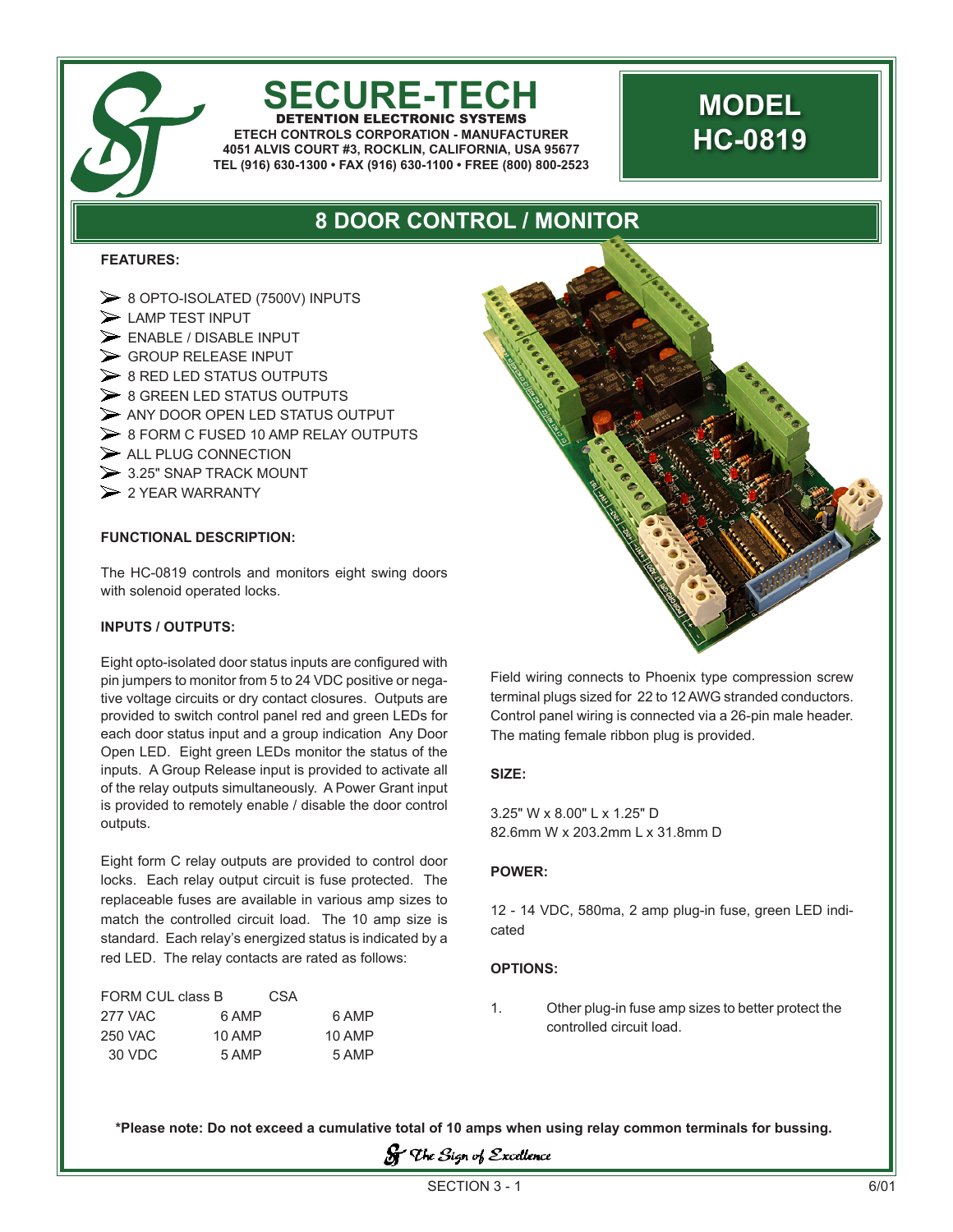# SECURE-TECH

**DETENTION ELECTRONIC SYSTEMS**

**ETECH CONTROLS CORPORATION - MANUFACTURER**
**4051 ALVIS COURT #3, ROCKLIN, CALIFORNIA, USA 95677**
**TEL (916) 630-1300 • FAX (916) 630-1100 • FREE (800) 800-2523**

# MODEL HC-0819

## 8 DOOR CONTROL / MONITOR

**FEATURES:**

- 8 OPTO-ISOLATED (7500V) INPUTS
- LAMP TEST INPUT
- ENABLE / DISABLE INPUT
- GROUP RELEASE INPUT
- 8 RED LED STATUS OUTPUTS
- 8 GREEN LED STATUS OUTPUTS
- ANY DOOR OPEN LED STATUS OUTPUT
- 8 FORM C FUSED 10 AMP RELAY OUTPUTS
- ALL PLUG CONNECTION
- 3.25" SNAP TRACK MOUNT
- 2 YEAR WARRANTY

**FUNCTIONAL DESCRIPTION:**

The HC-0819 controls and monitors eight swing doors with solenoid operated locks.

**INPUTS / OUTPUTS:**

Eight opto-isolated door status inputs are configured with pin jumpers to monitor from 5 to 24 VDC positive or negative voltage circuits or dry contact closures. Outputs are provided to switch control panel red and green LEDs for each door status input and a group indication Any Door Open LED. Eight green LEDs monitor the status of the inputs. A Group Release input is provided to activate all of the relay outputs simultaneously. A Power Grant input is provided to remotely enable / disable the door control outputs.

Eight form C relay outputs are provided to control door locks. Each relay output circuit is fuse protected. The replaceable fuses are available in various amp sizes to match the controlled circuit load. The 10 amp size is standard. Each relay's energized status is indicated by a red LED. The relay contacts are rated as follows:

| FORM | CUL class B | CSA |
|---|---|---|
| 277 VAC | 6 AMP | 6 AMP |
| 250 VAC | 10 AMP | 10 AMP |
| 30 VDC | 5 AMP | 5 AMP |

Field wiring connects to Phoenix type compression screw terminal plugs sized for 22 to 12 AWG stranded conductors. Control panel wiring is connected via a 26-pin male header. The mating female ribbon plug is provided.

**SIZE:**

3.25" W x 8.00" L x 1.25" D
82.6mm W x 203.2mm L x 31.8mm D

**POWER:**

12 - 14 VDC, 580ma, 2 amp plug-in fuse, green LED indicated

**OPTIONS:**

1. Other plug-in fuse amp sizes to better protect the controlled circuit load.

**\*Please note: Do not exceed a cumulative total of 10 amps when using relay common terminals for bussing.**

*The Sign of Excellence*

SECTION 3 - 1

6/01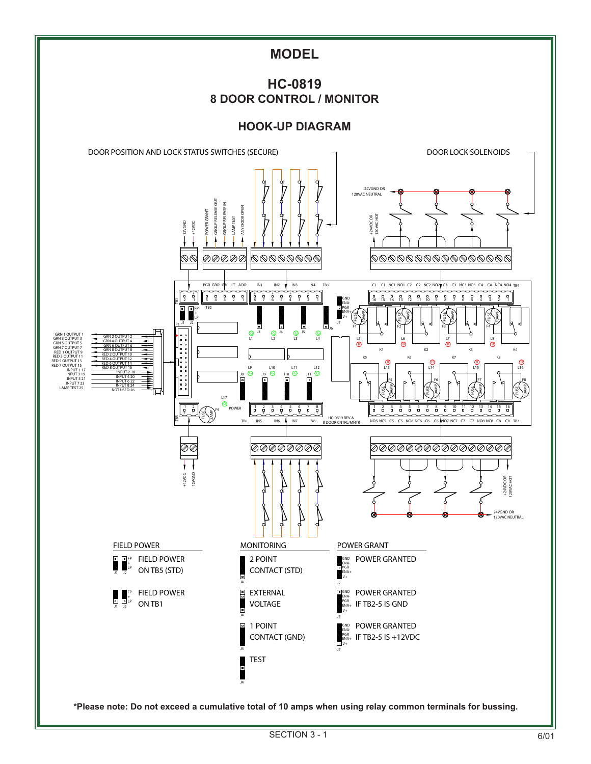# MODEL

## HC-0819
## 8 DOOR CONTROL / MONITOR

### HOOK-UP DIAGRAM

DOOR POSITION AND LOCK STATUS SWITCHES (SECURE)

DOOR LOCK SOLENOIDS

24VGND OR
120VAC NEUTRAL

+24VDC OR
120VAC HOT

12VGND
+12VDC
POWER GRANT
GROUP RELEASE OUT
GROUP RELEASE IN
LAMP TEST
ANY DOOR OPEN

PGR GRO GRI LT ADO
IN1 IN2 IN3 IN4 TB3
C1 C1 NC1 NO1 C2 C2 NC2 NO2 C3 C3 NC3 NO3 C4 C4 NC4 NO4 TB4

GRN 1 OUTPUT 1
GRN 3 OUTPUT 3
GRN 5 OUTPUT 5
GRN 7 OUTPUT 7
RED 1 OUTPUT 9
RED 3 OUTPUT 11
RED 5 OUTPUT 13
RED 7 OUTPUT 15
INPUT 1 17
INPUT 3 19
INPUT 5 21
INPUT 7 23
LAMP TEST 25

GRN 2 OUTPUT 2
GRN 4 OUTPUT 4
GRN 6 OUTPUT 6
GRN 8 OUTPUT 8
RED 2 OUTPUT 10
RED 4 OUTPUT 12
RED 6 OUTPUT 14
RED 8 OUTPUT 16
INPUT 2 18
INPUT 4 20
INPUT 6 22
INPUT 8 24
NOT USED 26

POWER

HC-0819 REV A
8 DOOR CNTRL/MNTR

TB6 IN5 IN6 IN7 IN8
NO5 NC5 C5 C5 NO6 NC6 C6 C6 NO7 NC7 C7 C7 NO8 NC8 C8 C8 TB7

+12VDC
12VGND

+24VDC OR
120VAC HOT

24VGND OR
120VAC NEUTRAL

FIELD POWER

- FIELD POWER ON TB5 (STD)
- FIELD POWER ON TB1

MONITORING

- 2 POINT CONTACT (STD)
- EXTERNAL VOLTAGE
- 1 POINT CONTACT (GND)
- TEST

POWER GRANT

- POWER GRANTED
- POWER GRANTED IF TB2-5 IS GND
- POWER GRANTED IF TB2-5 IS +12VDC

**\*Please note: Do not exceed a cumulative total of 10 amps when using relay common terminals for bussing.**